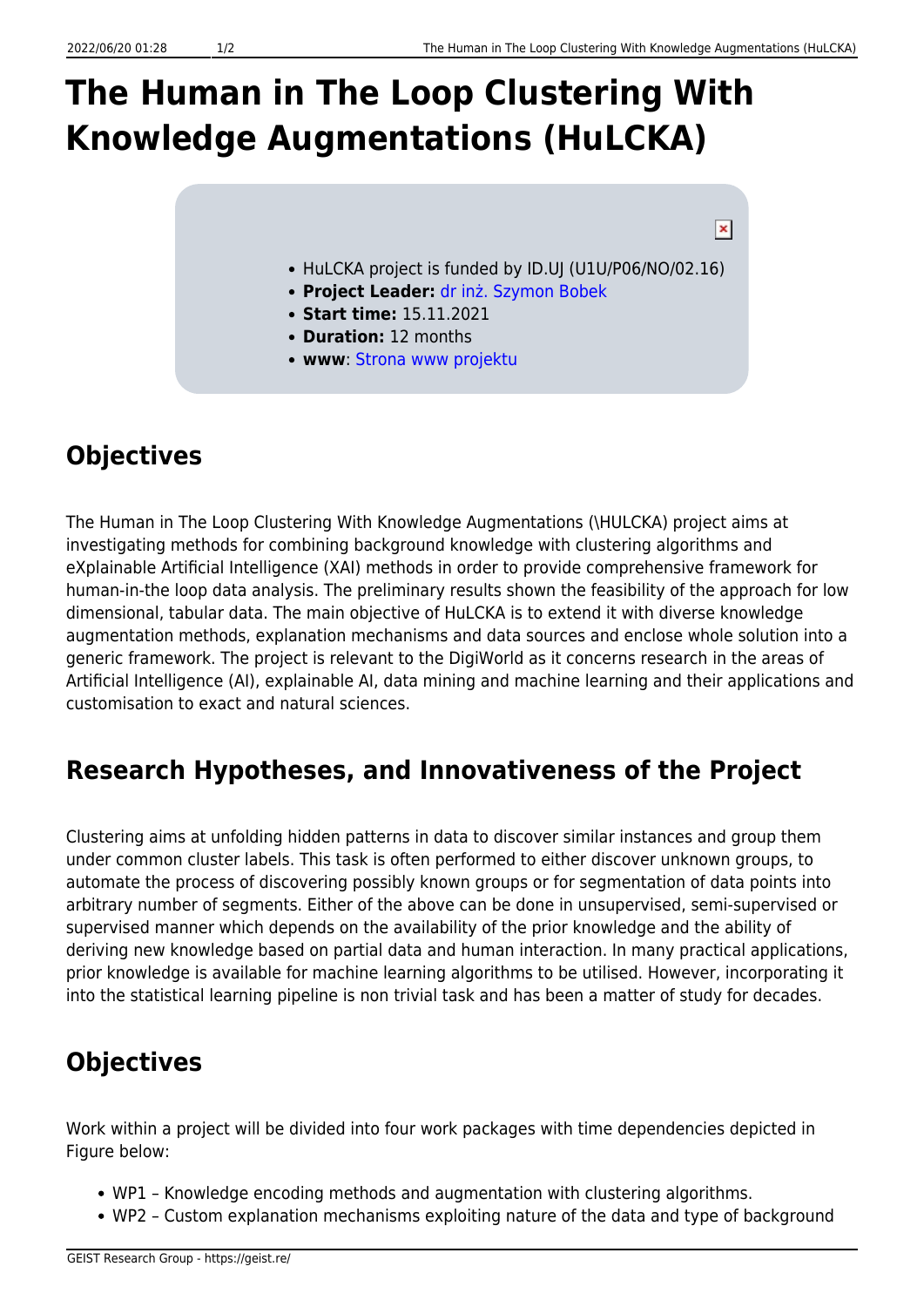# The Human in The Loop Clustering With Knowledge Augmentations (HuLCKA)

- HuLCKA project is funded by ID.UJ (U1U/P06/NO/02.16)
- **Project Leader:** dr inż. Szymon Bobek
- **Start time:** 15.11.2021
- **Duration:** 12 months
- **www**: Strona www projektu

## Objectives

The Human in The Loop Clustering With Knowledge Augmentations (\HULCKA) project aims at investigating methods for combining background knowledge with clustering algorithms and eXplainable Artificial Intelligence (XAI) methods in order to provide comprehensive framework for human-in-the loop data analysis. The preliminary results shown the feasibility of the approach for low dimensional, tabular data. The main objective of HuLCKA is to extend it with diverse knowledge augmentation methods, explanation mechanisms and data sources and enclose whole solution into a generic framework. The project is relevant to the DigiWorld as it concerns research in the areas of Artificial Intelligence (AI), explainable AI, data mining and machine learning and their applications and customisation to exact and natural sciences.

## Research Hypotheses, and Innovativeness of the Project

Clustering aims at unfolding hidden patterns in data to discover similar instances and group them under common cluster labels. This task is often performed to either discover unknown groups, to automate the process of discovering possibly known groups or for segmentation of data points into arbitrary number of segments. Either of the above can be done in unsupervised, semi-supervised or supervised manner which depends on the availability of the prior knowledge and the ability of deriving new knowledge based on partial data and human interaction. In many practical applications, prior knowledge is available for machine learning algorithms to be utilised. However, incorporating it into the statistical learning pipeline is non trivial task and has been a matter of study for decades.

## Objectives

Work within a project will be divided into four work packages with time dependencies depicted in Figure below:

- WP1 – Knowledge encoding methods and augmentation with clustering algorithms.
- WP2 – Custom explanation mechanisms exploiting nature of the data and type of background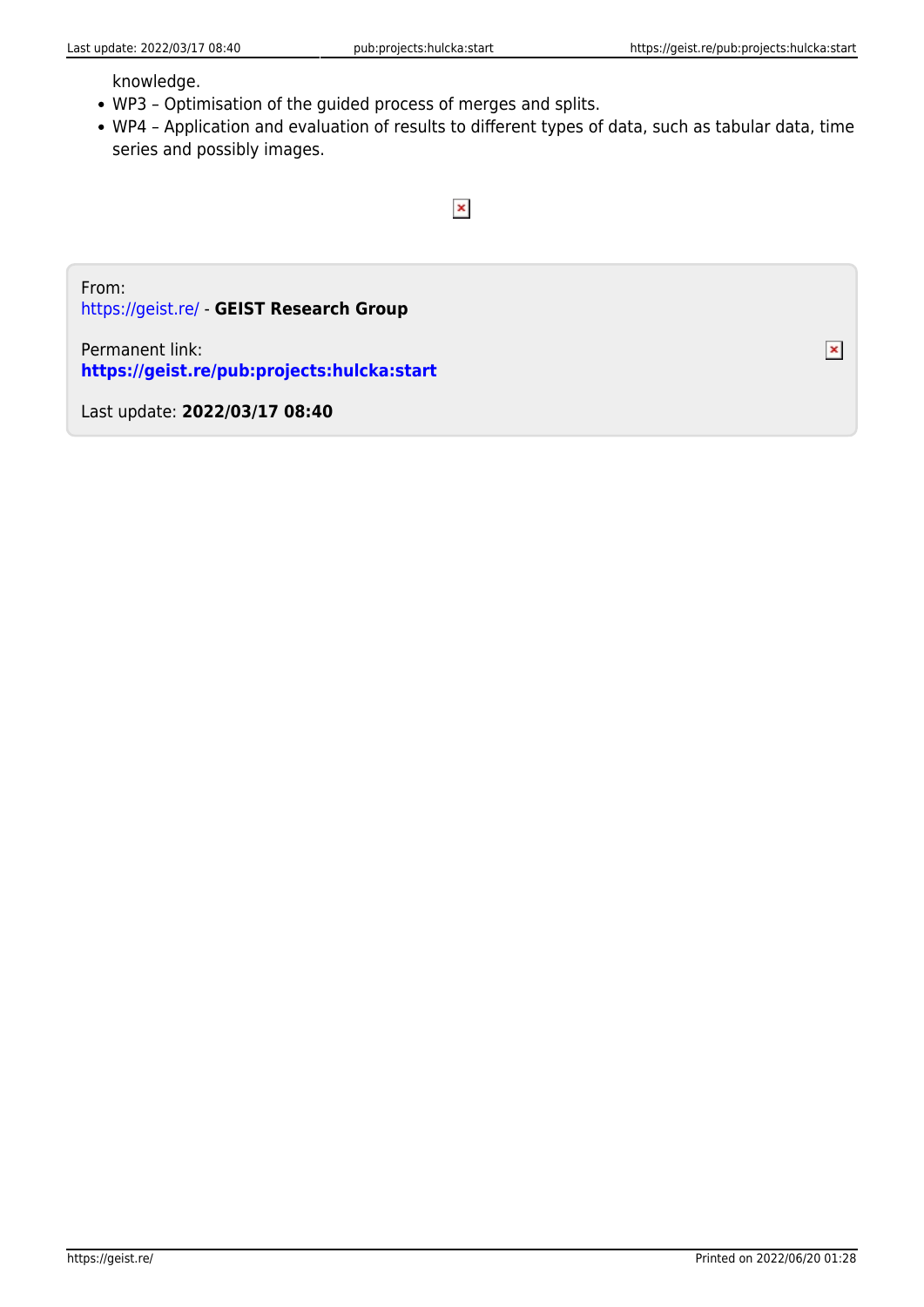knowledge.

- WP3 – Optimisation of the guided process of merges and splits.
- WP4 – Application and evaluation of results to different types of data, such as tabular data, time series and possibly images.

From:
https://geist.re/ - **GEIST Research Group**

Permanent link:
**https://geist.re/pub:projects:hulcka:start**

Last update: **2022/03/17 08:40**